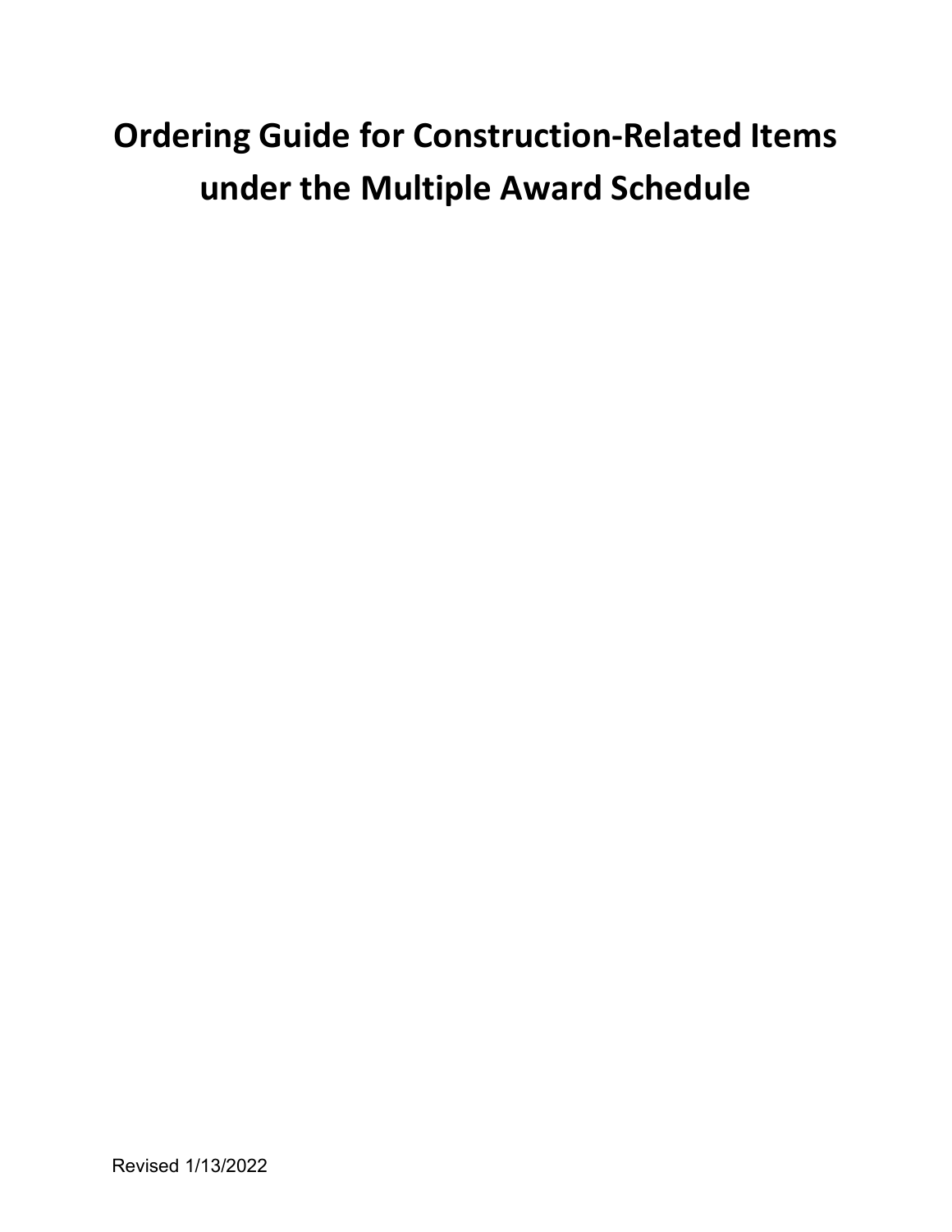# Ordering Guide for Construction-Related Items under the Multiple Award Schedule

Revised 1/13/2022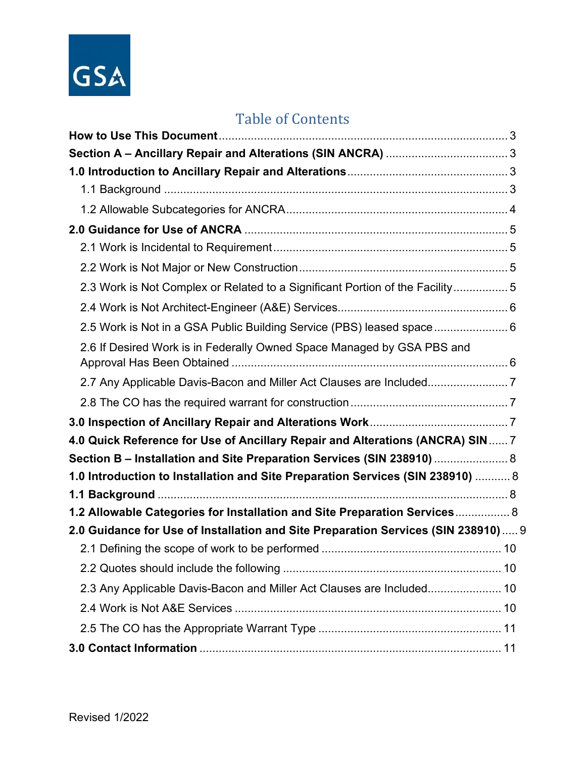# Table of Contents

**How to Use This Document** ... 3

**Section A – Ancillary Repair and Alterations (SIN ANCRA)** ... 3

**1.0 Introduction to Ancillary Repair and Alterations** ... 3

- 1.1 Background ... 3
- 1.2 Allowable Subcategories for ANCRA ... 4

**2.0 Guidance for Use of ANCRA** ... 5

- 2.1 Work is Incidental to Requirement ... 5
- 2.2 Work is Not Major or New Construction ... 5
- 2.3 Work is Not Complex or Related to a Significant Portion of the Facility ... 5
- 2.4 Work is Not Architect-Engineer (A&E) Services ... 6
- 2.5 Work is Not in a GSA Public Building Service (PBS) leased space ... 6
- 2.6 If Desired Work is in Federally Owned Space Managed by GSA PBS and Approval Has Been Obtained ... 6
- 2.7 Any Applicable Davis-Bacon and Miller Act Clauses are Included ... 7
- 2.8 The CO has the required warrant for construction ... 7

**3.0 Inspection of Ancillary Repair and Alterations Work** ... 7

**4.0 Quick Reference for Use of Ancillary Repair and Alterations (ANCRA) SIN** ... 7

**Section B – Installation and Site Preparation Services (SIN 238910)** ... 8

**1.0 Introduction to Installation and Site Preparation Services (SIN 238910)** ... 8

**1.1 Background** ... 8

**1.2 Allowable Categories for Installation and Site Preparation Services** ... 8

**2.0 Guidance for Use of Installation and Site Preparation Services (SIN 238910)** ... 9

- 2.1 Defining the scope of work to be performed ... 10
- 2.2 Quotes should include the following ... 10
- 2.3 Any Applicable Davis-Bacon and Miller Act Clauses are Included ... 10
- 2.4 Work is Not A&E Services ... 10
- 2.5 The CO has the Appropriate Warrant Type ... 11

**3.0 Contact Information** ... 11

Revised 1/2022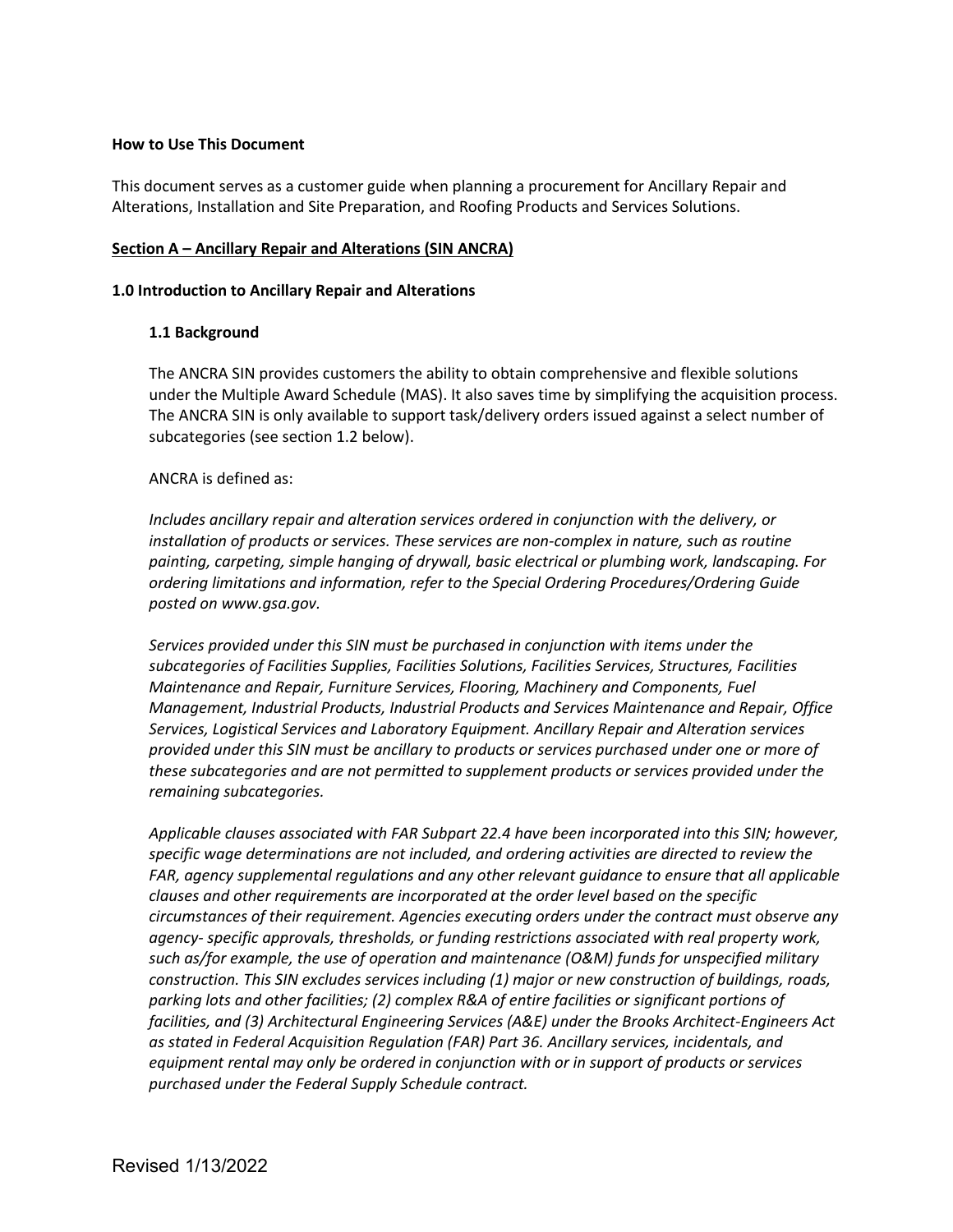**How to Use This Document**

This document serves as a customer guide when planning a procurement for Ancillary Repair and Alterations, Installation and Site Preparation, and Roofing Products and Services Solutions.

**Section A – Ancillary Repair and Alterations (SIN ANCRA)**

**1.0 Introduction to Ancillary Repair and Alterations**

**1.1 Background**

The ANCRA SIN provides customers the ability to obtain comprehensive and flexible solutions under the Multiple Award Schedule (MAS). It also saves time by simplifying the acquisition process. The ANCRA SIN is only available to support task/delivery orders issued against a select number of subcategories (see section 1.2 below).

ANCRA is defined as:

*Includes ancillary repair and alteration services ordered in conjunction with the delivery, or installation of products or services. These services are non-complex in nature, such as routine painting, carpeting, simple hanging of drywall, basic electrical or plumbing work, landscaping. For ordering limitations and information, refer to the Special Ordering Procedures/Ordering Guide posted on www.gsa.gov.*

*Services provided under this SIN must be purchased in conjunction with items under the subcategories of Facilities Supplies, Facilities Solutions, Facilities Services, Structures, Facilities Maintenance and Repair, Furniture Services, Flooring, Machinery and Components, Fuel Management, Industrial Products, Industrial Products and Services Maintenance and Repair, Office Services, Logistical Services and Laboratory Equipment. Ancillary Repair and Alteration services provided under this SIN must be ancillary to products or services purchased under one or more of these subcategories and are not permitted to supplement products or services provided under the remaining subcategories.*

*Applicable clauses associated with FAR Subpart 22.4 have been incorporated into this SIN; however, specific wage determinations are not included, and ordering activities are directed to review the FAR, agency supplemental regulations and any other relevant guidance to ensure that all applicable clauses and other requirements are incorporated at the order level based on the specific circumstances of their requirement. Agencies executing orders under the contract must observe any agency- specific approvals, thresholds, or funding restrictions associated with real property work, such as/for example, the use of operation and maintenance (O&M) funds for unspecified military construction. This SIN excludes services including (1) major or new construction of buildings, roads, parking lots and other facilities; (2) complex R&A of entire facilities or significant portions of facilities, and (3) Architectural Engineering Services (A&E) under the Brooks Architect-Engineers Act as stated in Federal Acquisition Regulation (FAR) Part 36. Ancillary services, incidentals, and equipment rental may only be ordered in conjunction with or in support of products or services purchased under the Federal Supply Schedule contract.*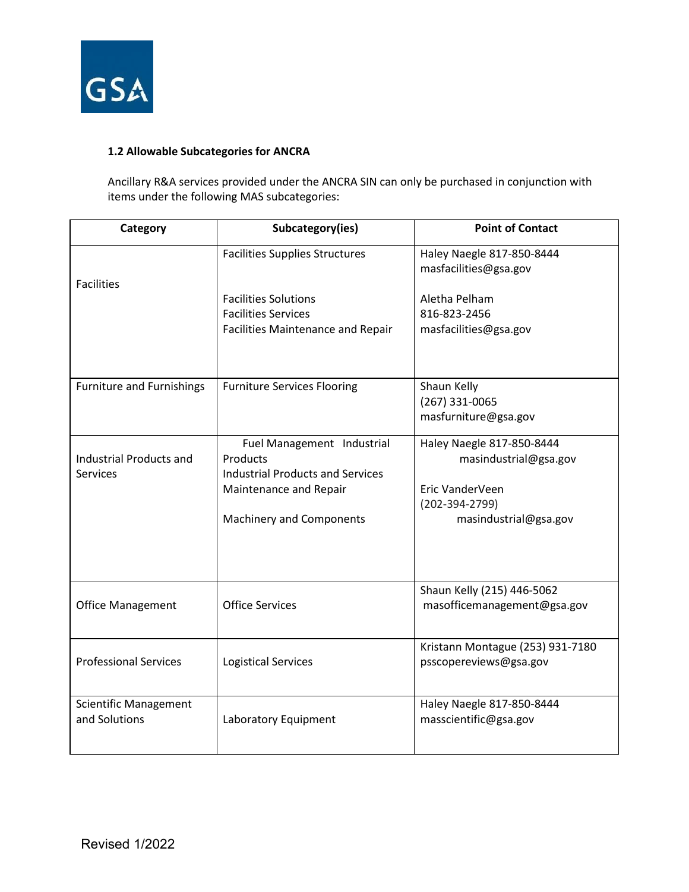### 1.2 Allowable Subcategories for ANCRA

Ancillary R&A services provided under the ANCRA SIN can only be purchased in conjunction with items under the following MAS subcategories:

| Category | Subcategory(ies) | Point of Contact |
|---|---|---|
| Facilities | Facilities Supplies Structures<br><br>Facilities Solutions<br>Facilities Services<br>Facilities Maintenance and Repair | Haley Naegle 817-850-8444<br>masfacilities@gsa.gov<br><br>Aletha Pelham<br>816-823-2456<br>masfacilities@gsa.gov |
| Furniture and Furnishings | Furniture Services Flooring | Shaun Kelly<br>(267) 331-0065<br>masfurniture@gsa.gov |
| Industrial Products and Services | Fuel Management Industrial Products<br>Industrial Products and Services<br>Maintenance and Repair<br><br>Machinery and Components | Haley Naegle 817-850-8444<br>masindustrial@gsa.gov<br><br>Eric VanderVeen<br>(202-394-2799)<br>masindustrial@gsa.gov |
| Office Management | Office Services | Shaun Kelly (215) 446-5062<br>masofficemanagement@gsa.gov |
| Professional Services | Logistical Services | Kristann Montague (253) 931-7180<br>psscopereviews@gsa.gov |
| Scientific Management and Solutions | Laboratory Equipment | Haley Naegle 817-850-8444<br>masscientific@gsa.gov |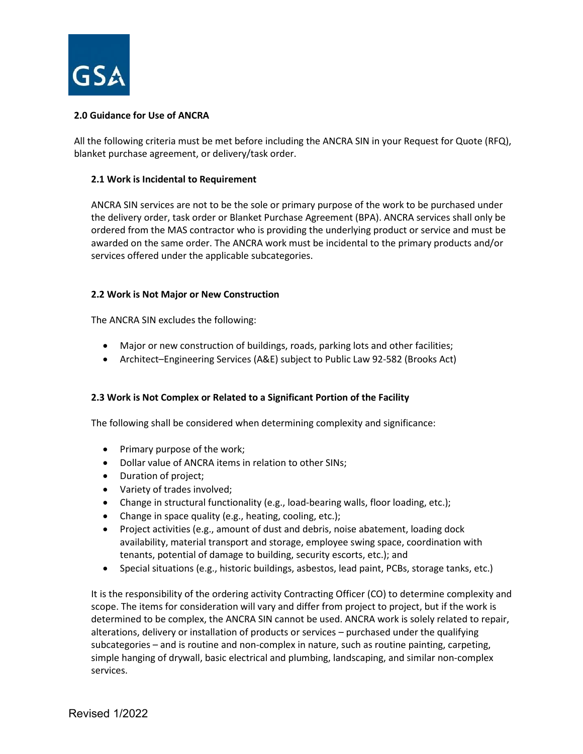## 2.0 Guidance for Use of ANCRA

All the following criteria must be met before including the ANCRA SIN in your Request for Quote (RFQ), blanket purchase agreement, or delivery/task order.

### 2.1 Work is Incidental to Requirement

ANCRA SIN services are not to be the sole or primary purpose of the work to be purchased under the delivery order, task order or Blanket Purchase Agreement (BPA). ANCRA services shall only be ordered from the MAS contractor who is providing the underlying product or service and must be awarded on the same order. The ANCRA work must be incidental to the primary products and/or services offered under the applicable subcategories.

### 2.2 Work is Not Major or New Construction

The ANCRA SIN excludes the following:

- Major or new construction of buildings, roads, parking lots and other facilities;
- Architect–Engineering Services (A&E) subject to Public Law 92-582 (Brooks Act)

### 2.3 Work is Not Complex or Related to a Significant Portion of the Facility

The following shall be considered when determining complexity and significance:

- Primary purpose of the work;
- Dollar value of ANCRA items in relation to other SINs;
- Duration of project;
- Variety of trades involved;
- Change in structural functionality (e.g., load-bearing walls, floor loading, etc.);
- Change in space quality (e.g., heating, cooling, etc.);
- Project activities (e.g., amount of dust and debris, noise abatement, loading dock availability, material transport and storage, employee swing space, coordination with tenants, potential of damage to building, security escorts, etc.); and
- Special situations (e.g., historic buildings, asbestos, lead paint, PCBs, storage tanks, etc.)

It is the responsibility of the ordering activity Contracting Officer (CO) to determine complexity and scope. The items for consideration will vary and differ from project to project, but if the work is determined to be complex, the ANCRA SIN cannot be used. ANCRA work is solely related to repair, alterations, delivery or installation of products or services – purchased under the qualifying subcategories – and is routine and non-complex in nature, such as routine painting, carpeting, simple hanging of drywall, basic electrical and plumbing, landscaping, and similar non-complex services.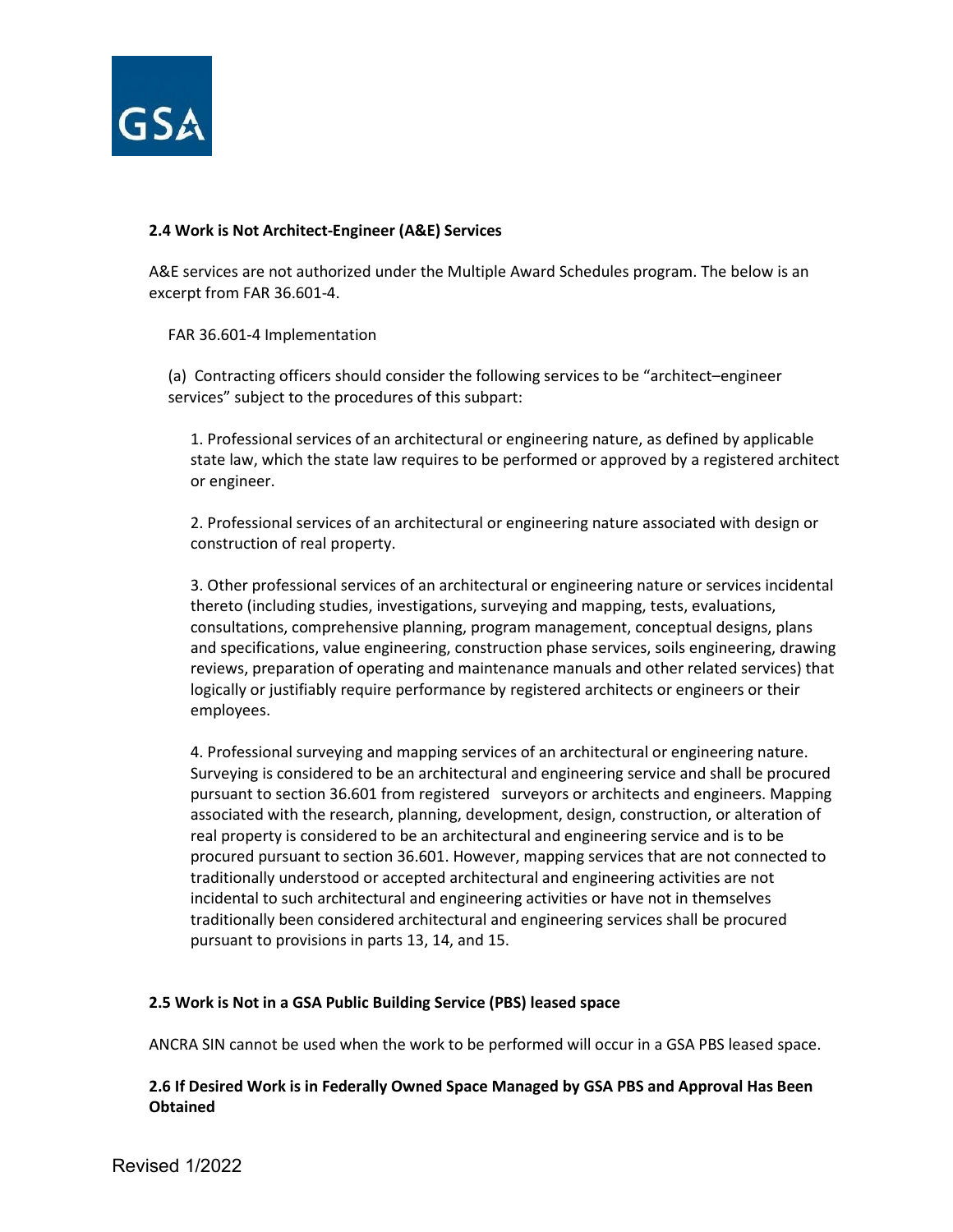### 2.4 Work is Not Architect-Engineer (A&E) Services

A&E services are not authorized under the Multiple Award Schedules program. The below is an excerpt from FAR 36.601-4.

FAR 36.601-4 Implementation

(a) Contracting officers should consider the following services to be "architect–engineer services" subject to the procedures of this subpart:

1. Professional services of an architectural or engineering nature, as defined by applicable state law, which the state law requires to be performed or approved by a registered architect or engineer.

2. Professional services of an architectural or engineering nature associated with design or construction of real property.

3. Other professional services of an architectural or engineering nature or services incidental thereto (including studies, investigations, surveying and mapping, tests, evaluations, consultations, comprehensive planning, program management, conceptual designs, plans and specifications, value engineering, construction phase services, soils engineering, drawing reviews, preparation of operating and maintenance manuals and other related services) that logically or justifiably require performance by registered architects or engineers or their employees.

4. Professional surveying and mapping services of an architectural or engineering nature. Surveying is considered to be an architectural and engineering service and shall be procured pursuant to section 36.601 from registered surveyors or architects and engineers. Mapping associated with the research, planning, development, design, construction, or alteration of real property is considered to be an architectural and engineering service and is to be procured pursuant to section 36.601. However, mapping services that are not connected to traditionally understood or accepted architectural and engineering activities are not incidental to such architectural and engineering activities or have not in themselves traditionally been considered architectural and engineering services shall be procured pursuant to provisions in parts 13, 14, and 15.

### 2.5 Work is Not in a GSA Public Building Service (PBS) leased space

ANCRA SIN cannot be used when the work to be performed will occur in a GSA PBS leased space.

### 2.6 If Desired Work is in Federally Owned Space Managed by GSA PBS and Approval Has Been Obtained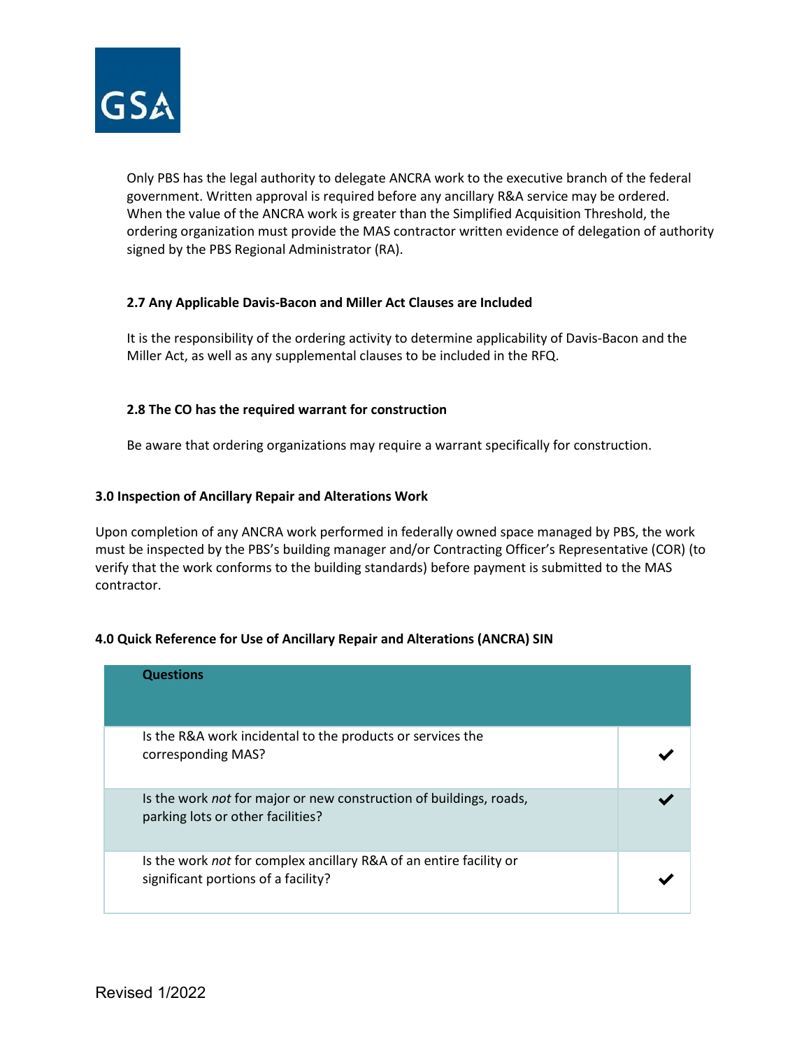Only PBS has the legal authority to delegate ANCRA work to the executive branch of the federal government. Written approval is required before any ancillary R&A service may be ordered. When the value of the ANCRA work is greater than the Simplified Acquisition Threshold, the ordering organization must provide the MAS contractor written evidence of delegation of authority signed by the PBS Regional Administrator (RA).

**2.7 Any Applicable Davis-Bacon and Miller Act Clauses are Included**

It is the responsibility of the ordering activity to determine applicability of Davis-Bacon and the Miller Act, as well as any supplemental clauses to be included in the RFQ.

**2.8 The CO has the required warrant for construction**

Be aware that ordering organizations may require a warrant specifically for construction.

## 3.0 Inspection of Ancillary Repair and Alterations Work

Upon completion of any ANCRA work performed in federally owned space managed by PBS, the work must be inspected by the PBS's building manager and/or Contracting Officer's Representative (COR) (to verify that the work conforms to the building standards) before payment is submitted to the MAS contractor.

## 4.0 Quick Reference for Use of Ancillary Repair and Alterations (ANCRA) SIN

| Questions | |
|---|---|
| Is the R&A work incidental to the products or services the corresponding MAS? | ✔ |
| Is the work *not* for major or new construction of buildings, roads, parking lots or other facilities? | ✔ |
| Is the work *not* for complex ancillary R&A of an entire facility or significant portions of a facility? | ✔ |

Revised 1/2022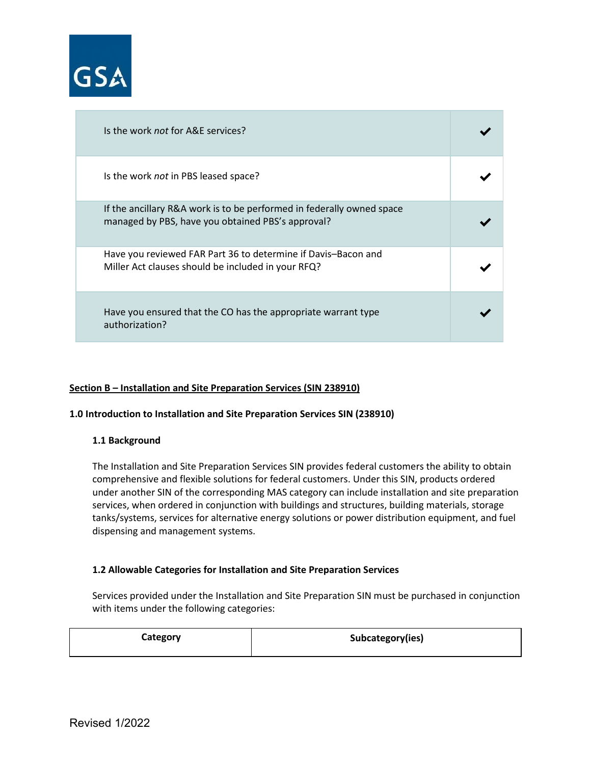| | |
|---|---|
| Is the work *not* for A&E services? | ✔ |
| Is the work *not* in PBS leased space? | ✔ |
| If the ancillary R&A work is to be performed in federally owned space managed by PBS, have you obtained PBS's approval? | ✔ |
| Have you reviewed FAR Part 36 to determine if Davis–Bacon and Miller Act clauses should be included in your RFQ? | ✔ |
| Have you ensured that the CO has the appropriate warrant type authorization? | ✔ |

## Section B – Installation and Site Preparation Services (SIN 238910)

### 1.0 Introduction to Installation and Site Preparation Services SIN (238910)

#### 1.1 Background

The Installation and Site Preparation Services SIN provides federal customers the ability to obtain comprehensive and flexible solutions for federal customers. Under this SIN, products ordered under another SIN of the corresponding MAS category can include installation and site preparation services, when ordered in conjunction with buildings and structures, building materials, storage tanks/systems, services for alternative energy solutions or power distribution equipment, and fuel dispensing and management systems.

#### 1.2 Allowable Categories for Installation and Site Preparation Services

Services provided under the Installation and Site Preparation SIN must be purchased in conjunction with items under the following categories:

| Category | Subcategory(ies) |
|---|---|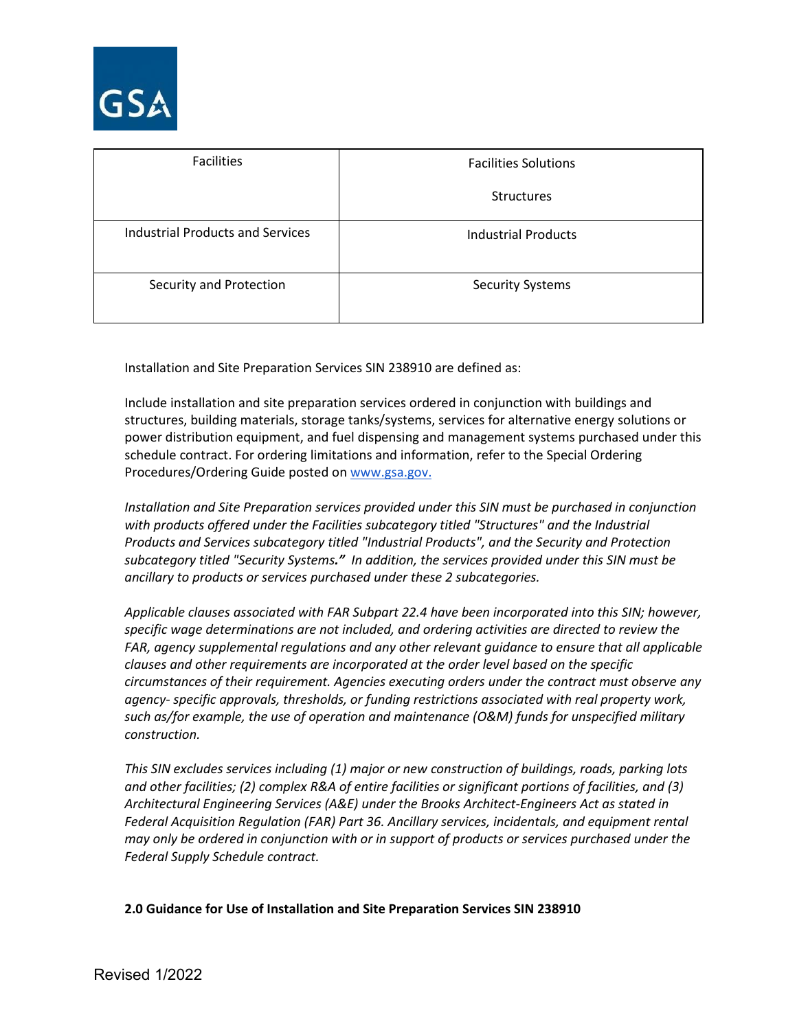| Facilities | Facilities Solutions<br><br>Structures |
|---|---|
| Industrial Products and Services | Industrial Products |
| Security and Protection | Security Systems |

Installation and Site Preparation Services SIN 238910 are defined as:

Include installation and site preparation services ordered in conjunction with buildings and structures, building materials, storage tanks/systems, services for alternative energy solutions or power distribution equipment, and fuel dispensing and management systems purchased under this schedule contract. For ordering limitations and information, refer to the Special Ordering Procedures/Ordering Guide posted on [www.gsa.gov.](http://www.gsa.gov)

*Installation and Site Preparation services provided under this SIN must be purchased in conjunction with products offered under the Facilities subcategory titled "Structures" and the Industrial Products and Services subcategory titled "Industrial Products", and the Security and Protection subcategory titled "Security Systems**."** In addition, the services provided under this SIN must be ancillary to products or services purchased under these 2 subcategories.*

*Applicable clauses associated with FAR Subpart 22.4 have been incorporated into this SIN; however, specific wage determinations are not included, and ordering activities are directed to review the FAR, agency supplemental regulations and any other relevant guidance to ensure that all applicable clauses and other requirements are incorporated at the order level based on the specific circumstances of their requirement. Agencies executing orders under the contract must observe any agency- specific approvals, thresholds, or funding restrictions associated with real property work, such as/for example, the use of operation and maintenance (O&M) funds for unspecified military construction.*

*This SIN excludes services including (1) major or new construction of buildings, roads, parking lots and other facilities; (2) complex R&A of entire facilities or significant portions of facilities, and (3) Architectural Engineering Services (A&E) under the Brooks Architect-Engineers Act as stated in Federal Acquisition Regulation (FAR) Part 36. Ancillary services, incidentals, and equipment rental may only be ordered in conjunction with or in support of products or services purchased under the Federal Supply Schedule contract.*

**2.0 Guidance for Use of Installation and Site Preparation Services SIN 238910**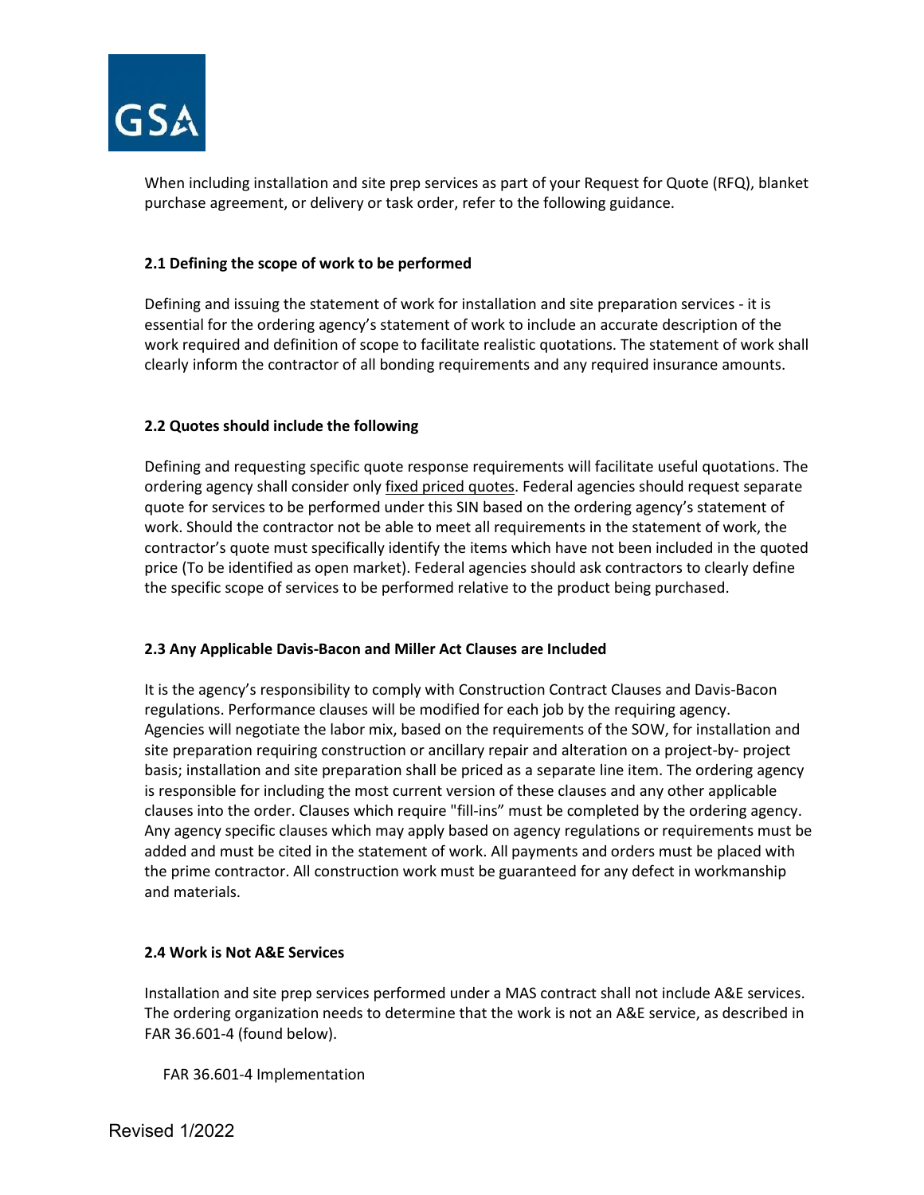When including installation and site prep services as part of your Request for Quote (RFQ), blanket purchase agreement, or delivery or task order, refer to the following guidance.

### 2.1 Defining the scope of work to be performed

Defining and issuing the statement of work for installation and site preparation services - it is essential for the ordering agency's statement of work to include an accurate description of the work required and definition of scope to facilitate realistic quotations. The statement of work shall clearly inform the contractor of all bonding requirements and any required insurance amounts.

### 2.2 Quotes should include the following

Defining and requesting specific quote response requirements will facilitate useful quotations. The ordering agency shall consider only fixed priced quotes. Federal agencies should request separate quote for services to be performed under this SIN based on the ordering agency's statement of work. Should the contractor not be able to meet all requirements in the statement of work, the contractor's quote must specifically identify the items which have not been included in the quoted price (To be identified as open market). Federal agencies should ask contractors to clearly define the specific scope of services to be performed relative to the product being purchased.

### 2.3 Any Applicable Davis-Bacon and Miller Act Clauses are Included

It is the agency's responsibility to comply with Construction Contract Clauses and Davis-Bacon regulations. Performance clauses will be modified for each job by the requiring agency. Agencies will negotiate the labor mix, based on the requirements of the SOW, for installation and site preparation requiring construction or ancillary repair and alteration on a project-by- project basis; installation and site preparation shall be priced as a separate line item. The ordering agency is responsible for including the most current version of these clauses and any other applicable clauses into the order. Clauses which require "fill-ins" must be completed by the ordering agency. Any agency specific clauses which may apply based on agency regulations or requirements must be added and must be cited in the statement of work. All payments and orders must be placed with the prime contractor. All construction work must be guaranteed for any defect in workmanship and materials.

### 2.4 Work is Not A&E Services

Installation and site prep services performed under a MAS contract shall not include A&E services. The ordering organization needs to determine that the work is not an A&E service, as described in FAR 36.601-4 (found below).

FAR 36.601-4 Implementation

Revised 1/2022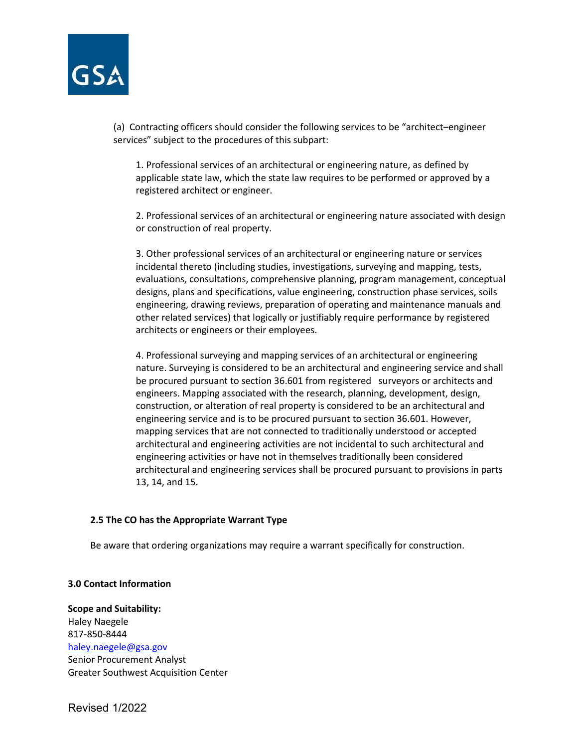(a) Contracting officers should consider the following services to be "architect–engineer services" subject to the procedures of this subpart:

1. Professional services of an architectural or engineering nature, as defined by applicable state law, which the state law requires to be performed or approved by a registered architect or engineer.

2. Professional services of an architectural or engineering nature associated with design or construction of real property.

3. Other professional services of an architectural or engineering nature or services incidental thereto (including studies, investigations, surveying and mapping, tests, evaluations, consultations, comprehensive planning, program management, conceptual designs, plans and specifications, value engineering, construction phase services, soils engineering, drawing reviews, preparation of operating and maintenance manuals and other related services) that logically or justifiably require performance by registered architects or engineers or their employees.

4. Professional surveying and mapping services of an architectural or engineering nature. Surveying is considered to be an architectural and engineering service and shall be procured pursuant to section 36.601 from registered surveyors or architects and engineers. Mapping associated with the research, planning, development, design, construction, or alteration of real property is considered to be an architectural and engineering service and is to be procured pursuant to section 36.601. However, mapping services that are not connected to traditionally understood or accepted architectural and engineering activities are not incidental to such architectural and engineering activities or have not in themselves traditionally been considered architectural and engineering services shall be procured pursuant to provisions in parts 13, 14, and 15.

### 2.5 The CO has the Appropriate Warrant Type

Be aware that ordering organizations may require a warrant specifically for construction.

## 3.0 Contact Information

**Scope and Suitability:**
Haley Naegele
817-850-8444
haley.naegele@gsa.gov
Senior Procurement Analyst
Greater Southwest Acquisition Center

Revised 1/2022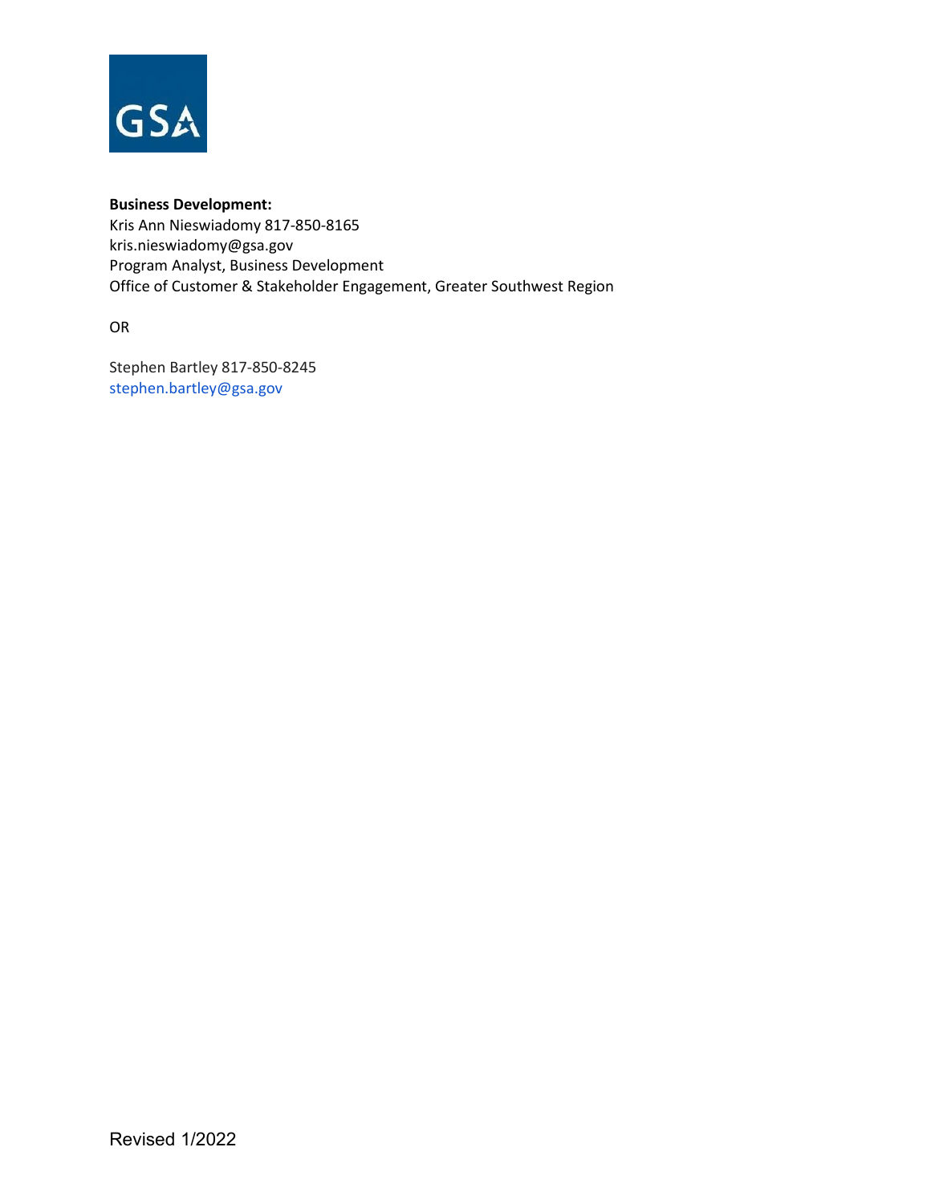**Business Development:**
Kris Ann Nieswiadomy 817-850-8165
kris.nieswiadomy@gsa.gov
Program Analyst, Business Development
Office of Customer & Stakeholder Engagement, Greater Southwest Region

OR

Stephen Bartley 817-850-8245
stephen.bartley@gsa.gov

Revised 1/2022